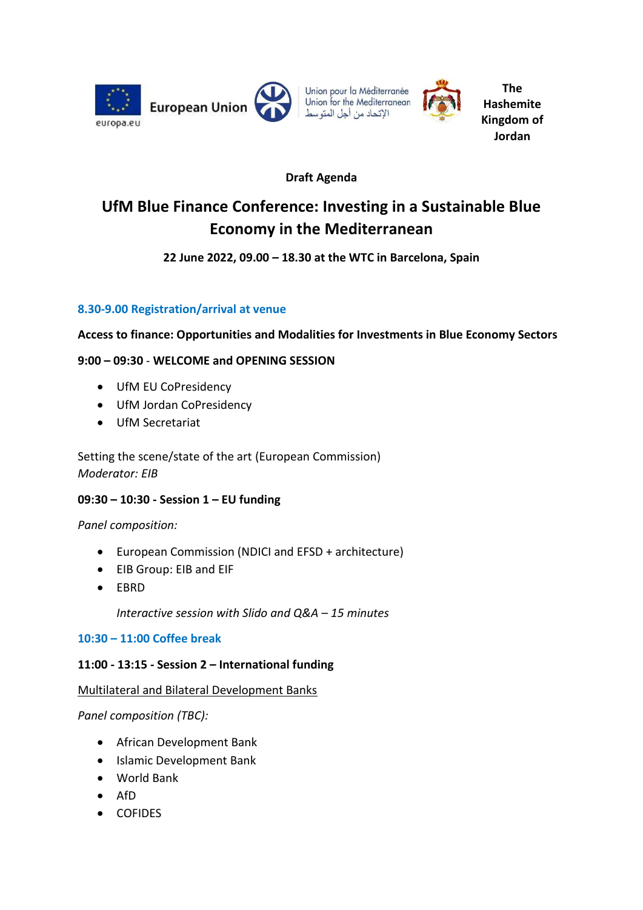European Union

europa.eu

Union pour la Méditerranée
Union for the Mediterranean
الإتحاد من أجل المتوسط

**The Hashemite Kingdom of Jordan**

**Draft Agenda**

# UfM Blue Finance Conference: Investing in a Sustainable Blue Economy in the Mediterranean

**22 June 2022, 09.00 – 18.30 at the WTC in Barcelona, Spain**

### 8.30-9.00 Registration/arrival at venue

**Access to finance: Opportunities and Modalities for Investments in Blue Economy Sectors**

**9:00 – 09:30** - **WELCOME and OPENING SESSION**

- UfM EU CoPresidency
- UfM Jordan CoPresidency
- UfM Secretariat

Setting the scene/state of the art (European Commission)
*Moderator: EIB*

**09:30 – 10:30 - Session 1 – EU funding**

*Panel composition:*

- European Commission (NDICI and EFSD + architecture)
- EIB Group: EIB and EIF
- EBRD

*Interactive session with Slido and Q&A – 15 minutes*

### 10:30 – 11:00 Coffee break

**11:00 - 13:15 - Session 2 – International funding**

<u>Multilateral and Bilateral Development Banks</u>

*Panel composition (TBC):*

- African Development Bank
- Islamic Development Bank
- World Bank
- AfD
- COFIDES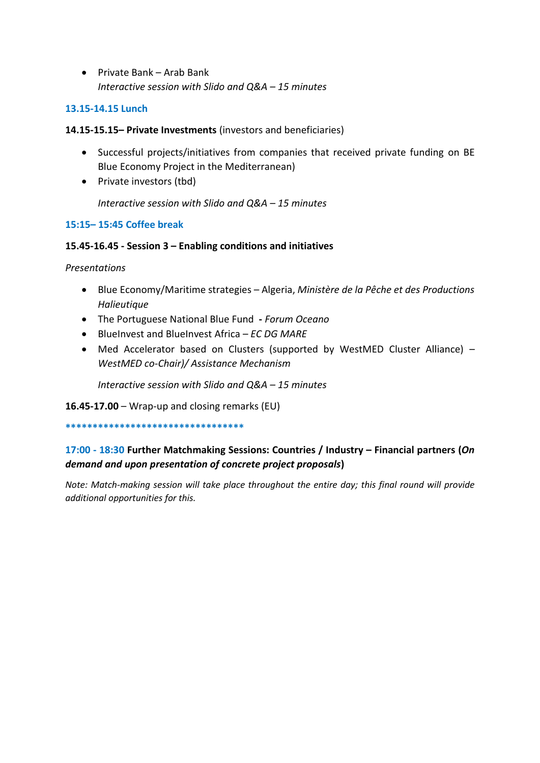- Private Bank – Arab Bank
  *Interactive session with Slido and Q&A – 15 minutes*

**13.15-14.15 Lunch**

**14.15-15.15– Private Investments** (investors and beneficiaries)

- Successful projects/initiatives from companies that received private funding on BE Blue Economy Project in the Mediterranean)
- Private investors (tbd)

  *Interactive session with Slido and Q&A – 15 minutes*

**15:15– 15:45 Coffee break**

**15.45-16.45 - Session 3 – Enabling conditions and initiatives**

*Presentations*

- Blue Economy/Maritime strategies – Algeria, *Ministère de la Pêche et des Productions Halieutique*
- The Portuguese National Blue Fund **-** *Forum Oceano*
- BlueInvest and BlueInvest Africa – *EC DG MARE*
- Med Accelerator based on Clusters (supported by WestMED Cluster Alliance) – *WestMED co-Chair)/ Assistance Mechanism*

  *Interactive session with Slido and Q&A – 15 minutes*

**16.45-17.00** – Wrap-up and closing remarks (EU)

**********************************

17:00 - 18:30 **Further Matchmaking Sessions: Countries / Industry – Financial partners (*On demand and upon presentation of concrete project proposals*)**

*Note: Match-making session will take place throughout the entire day; this final round will provide additional opportunities for this.*